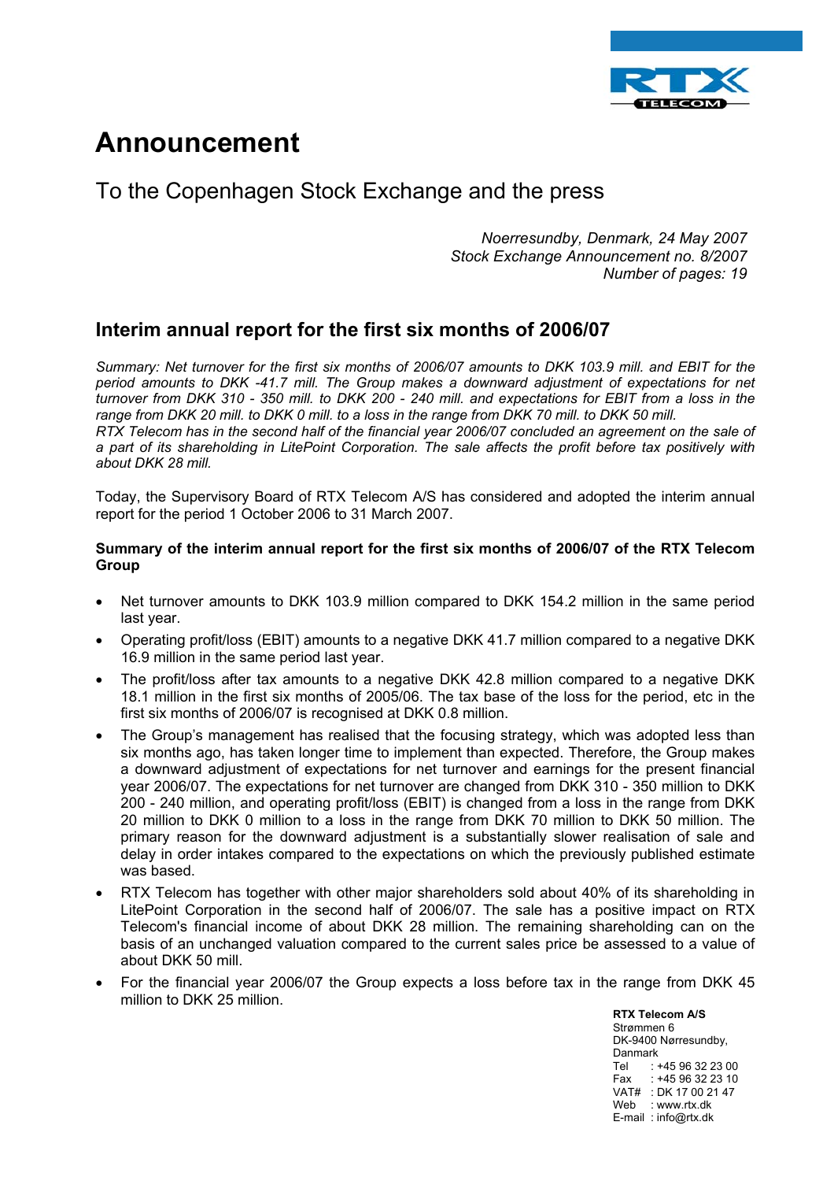# Announcement

## To the Copenhagen Stock Exchange and the press

*Noerresundby, Denmark, 24 May 2007*
*Stock Exchange Announcement no. 8/2007*
*Number of pages: 19*

## Interim annual report for the first six months of 2006/07

*Summary: Net turnover for the first six months of 2006/07 amounts to DKK 103.9 mill. and EBIT for the period amounts to DKK -41.7 mill. The Group makes a downward adjustment of expectations for net turnover from DKK 310 - 350 mill. to DKK 200 - 240 mill. and expectations for EBIT from a loss in the range from DKK 20 mill. to DKK 0 mill. to a loss in the range from DKK 70 mill. to DKK 50 mill.*
*RTX Telecom has in the second half of the financial year 2006/07 concluded an agreement on the sale of a part of its shareholding in LitePoint Corporation. The sale affects the profit before tax positively with about DKK 28 mill.*

Today, the Supervisory Board of RTX Telecom A/S has considered and adopted the interim annual report for the period 1 October 2006 to 31 March 2007.

**Summary of the interim annual report for the first six months of 2006/07 of the RTX Telecom Group**

- Net turnover amounts to DKK 103.9 million compared to DKK 154.2 million in the same period last year.
- Operating profit/loss (EBIT) amounts to a negative DKK 41.7 million compared to a negative DKK 16.9 million in the same period last year.
- The profit/loss after tax amounts to a negative DKK 42.8 million compared to a negative DKK 18.1 million in the first six months of 2005/06. The tax base of the loss for the period, etc in the first six months of 2006/07 is recognised at DKK 0.8 million.
- The Group's management has realised that the focusing strategy, which was adopted less than six months ago, has taken longer time to implement than expected. Therefore, the Group makes a downward adjustment of expectations for net turnover and earnings for the present financial year 2006/07. The expectations for net turnover are changed from DKK 310 - 350 million to DKK 200 - 240 million, and operating profit/loss (EBIT) is changed from a loss in the range from DKK 20 million to DKK 0 million to a loss in the range from DKK 70 million to DKK 50 million. The primary reason for the downward adjustment is a substantially slower realisation of sale and delay in order intakes compared to the expectations on which the previously published estimate was based.
- RTX Telecom has together with other major shareholders sold about 40% of its shareholding in LitePoint Corporation in the second half of 2006/07. The sale has a positive impact on RTX Telecom's financial income of about DKK 28 million. The remaining shareholding can on the basis of an unchanged valuation compared to the current sales price be assessed to a value of about DKK 50 mill.
- For the financial year 2006/07 the Group expects a loss before tax in the range from DKK 45 million to DKK 25 million.

**RTX Telecom A/S**
Strømmen 6
DK-9400 Nørresundby,
Danmark
Tel : +45 96 32 23 00
Fax : +45 96 32 23 10
VAT# : DK 17 00 21 47
Web : www.rtx.dk
E-mail : info@rtx.dk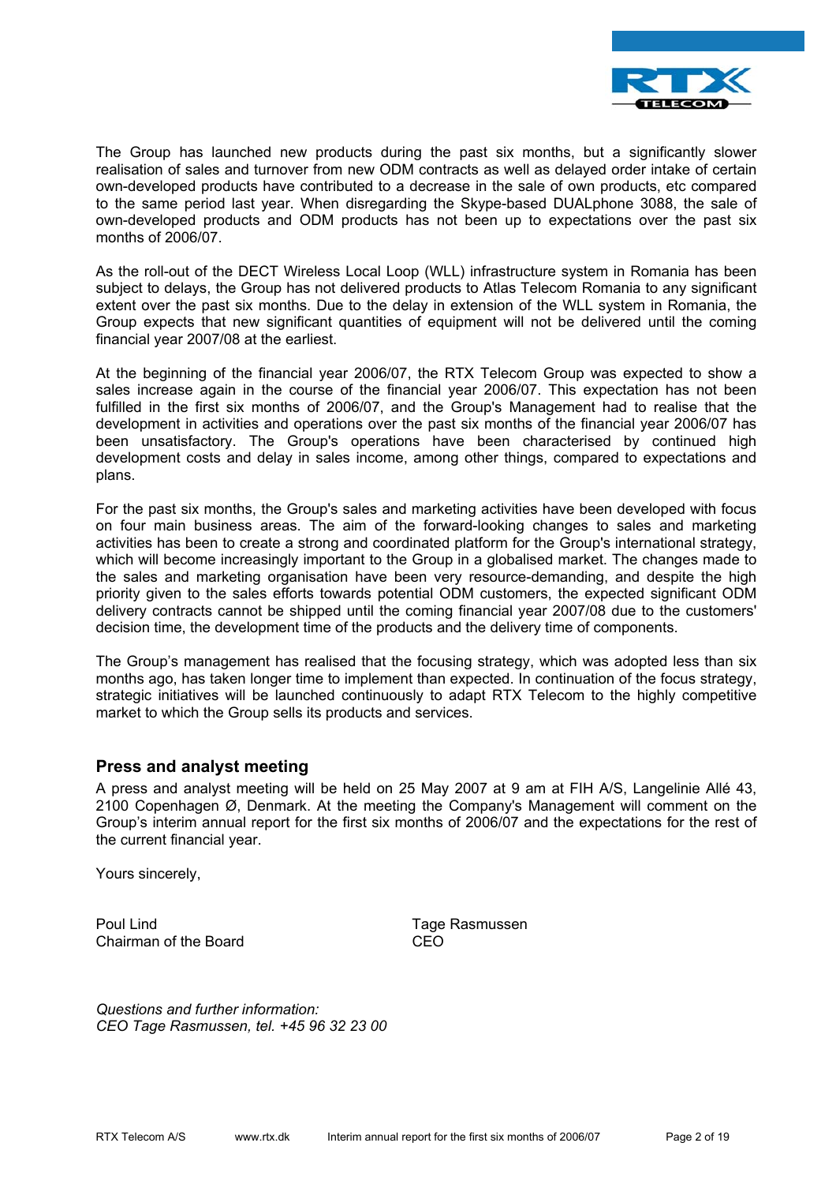The Group has launched new products during the past six months, but a significantly slower realisation of sales and turnover from new ODM contracts as well as delayed order intake of certain own-developed products have contributed to a decrease in the sale of own products, etc compared to the same period last year. When disregarding the Skype-based DUALphone 3088, the sale of own-developed products and ODM products has not been up to expectations over the past six months of 2006/07.

As the roll-out of the DECT Wireless Local Loop (WLL) infrastructure system in Romania has been subject to delays, the Group has not delivered products to Atlas Telecom Romania to any significant extent over the past six months. Due to the delay in extension of the WLL system in Romania, the Group expects that new significant quantities of equipment will not be delivered until the coming financial year 2007/08 at the earliest.

At the beginning of the financial year 2006/07, the RTX Telecom Group was expected to show a sales increase again in the course of the financial year 2006/07. This expectation has not been fulfilled in the first six months of 2006/07, and the Group's Management had to realise that the development in activities and operations over the past six months of the financial year 2006/07 has been unsatisfactory. The Group's operations have been characterised by continued high development costs and delay in sales income, among other things, compared to expectations and plans.

For the past six months, the Group's sales and marketing activities have been developed with focus on four main business areas. The aim of the forward-looking changes to sales and marketing activities has been to create a strong and coordinated platform for the Group's international strategy, which will become increasingly important to the Group in a globalised market. The changes made to the sales and marketing organisation have been very resource-demanding, and despite the high priority given to the sales efforts towards potential ODM customers, the expected significant ODM delivery contracts cannot be shipped until the coming financial year 2007/08 due to the customers' decision time, the development time of the products and the delivery time of components.

The Group's management has realised that the focusing strategy, which was adopted less than six months ago, has taken longer time to implement than expected. In continuation of the focus strategy, strategic initiatives will be launched continuously to adapt RTX Telecom to the highly competitive market to which the Group sells its products and services.

## Press and analyst meeting

A press and analyst meeting will be held on 25 May 2007 at 9 am at FIH A/S, Langelinie Allé 43, 2100 Copenhagen Ø, Denmark. At the meeting the Company's Management will comment on the Group's interim annual report for the first six months of 2006/07 and the expectations for the rest of the current financial year.

Yours sincerely,

Poul Lind
Chairman of the Board

Tage Rasmussen
CEO

*Questions and further information:*
*CEO Tage Rasmussen, tel. +45 96 32 23 00*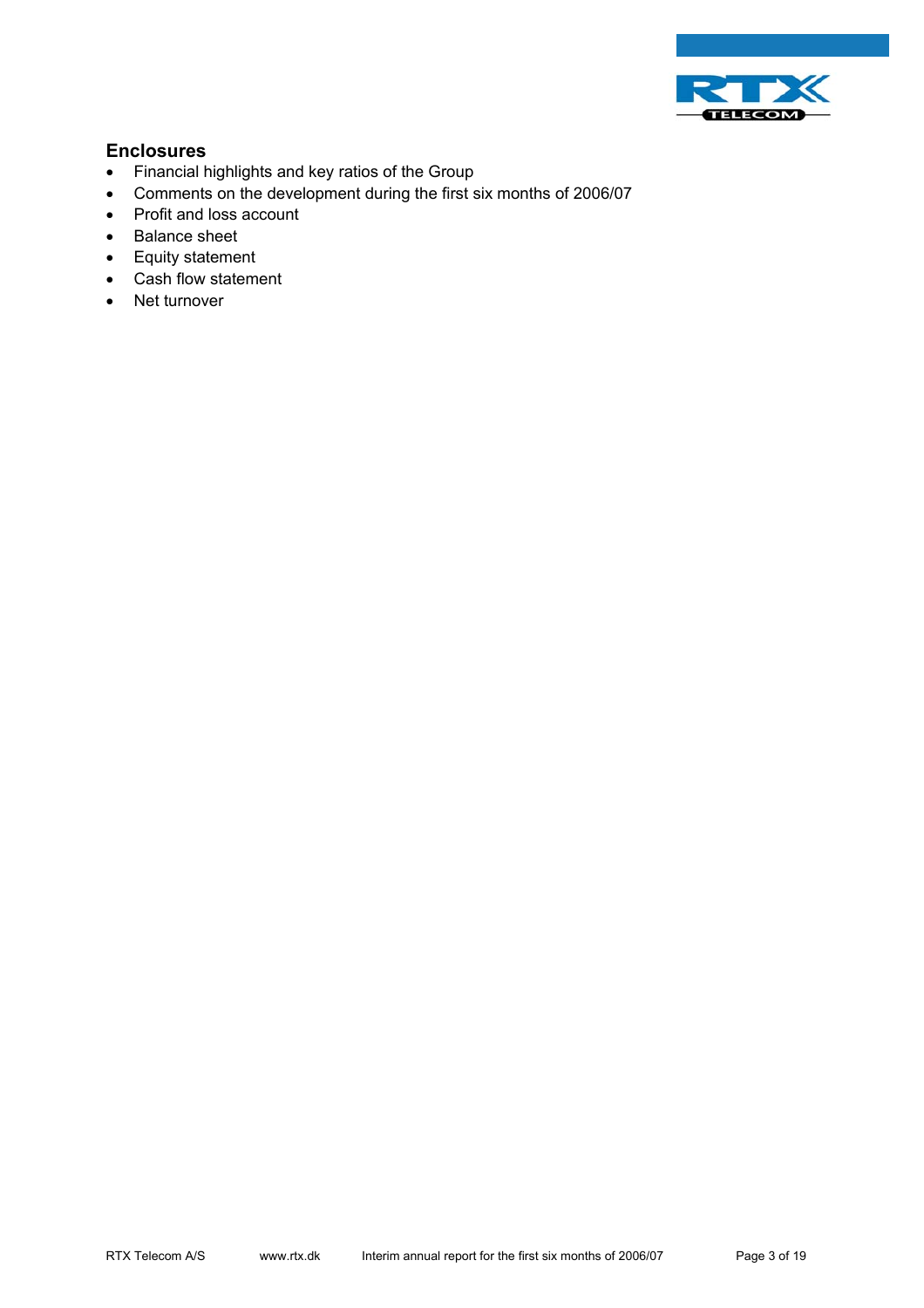## Enclosures

- Financial highlights and key ratios of the Group
- Comments on the development during the first six months of 2006/07
- Profit and loss account
- Balance sheet
- Equity statement
- Cash flow statement
- Net turnover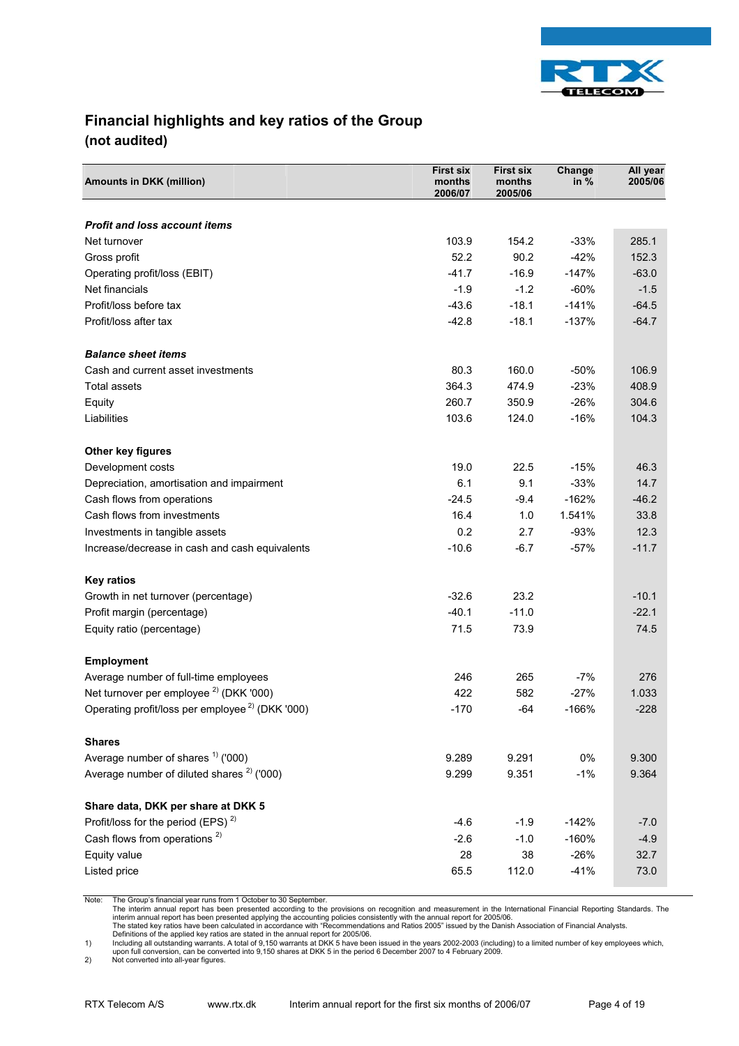# Financial highlights and key ratios of the Group

## (not audited)

| Amounts in DKK (million) | First six months 2006/07 | First six months 2005/06 | Change in % | All year 2005/06 |
|---|---|---|---|---|
| ***Profit and loss account items*** | | | | |
| Net turnover | 103.9 | 154.2 | -33% | 285.1 |
| Gross profit | 52.2 | 90.2 | -42% | 152.3 |
| Operating profit/loss (EBIT) | -41.7 | -16.9 | -147% | -63.0 |
| Net financials | -1.9 | -1.2 | -60% | -1.5 |
| Profit/loss before tax | -43.6 | -18.1 | -141% | -64.5 |
| Profit/loss after tax | -42.8 | -18.1 | -137% | -64.7 |
| ***Balance sheet items*** | | | | |
| Cash and current asset investments | 80.3 | 160.0 | -50% | 106.9 |
| Total assets | 364.3 | 474.9 | -23% | 408.9 |
| Equity | 260.7 | 350.9 | -26% | 304.6 |
| Liabilities | 103.6 | 124.0 | -16% | 104.3 |
| **Other key figures** | | | | |
| Development costs | 19.0 | 22.5 | -15% | 46.3 |
| Depreciation, amortisation and impairment | 6.1 | 9.1 | -33% | 14.7 |
| Cash flows from operations | -24.5 | -9.4 | -162% | -46.2 |
| Cash flows from investments | 16.4 | 1.0 | 1.541% | 33.8 |
| Investments in tangible assets | 0.2 | 2.7 | -93% | 12.3 |
| Increase/decrease in cash and cash equivalents | -10.6 | -6.7 | -57% | -11.7 |
| **Key ratios** | | | | |
| Growth in net turnover (percentage) | -32.6 | 23.2 | | -10.1 |
| Profit margin (percentage) | -40.1 | -11.0 | | -22.1 |
| Equity ratio (percentage) | 71.5 | 73.9 | | 74.5 |
| **Employment** | | | | |
| Average number of full-time employees | 246 | 265 | -7% | 276 |
| Net turnover per employee [2] (DKK '000) | 422 | 582 | -27% | 1.033 |
| Operating profit/loss per employee [2] (DKK '000) | -170 | -64 | -166% | -228 |
| **Shares** | | | | |
| Average number of shares [1] ('000) | 9.289 | 9.291 | 0% | 9.300 |
| Average number of diluted shares [2] ('000) | 9.299 | 9.351 | -1% | 9.364 |
| **Share data, DKK per share at DKK 5** | | | | |
| Profit/loss for the period (EPS) [2] | -4.6 | -1.9 | -142% | -7.0 |
| Cash flows from operations [2] | -2.6 | -1.0 | -160% | -4.9 |
| Equity value | 28 | 38 | -26% | 32.7 |
| Listed price | 65.5 | 112.0 | -41% | 73.0 |

Note: The Group's financial year runs from 1 October to 30 September.
The interim annual report has been presented according to the provisions on recognition and measurement in the International Financial Reporting Standards. The interim annual report has been presented applying the accounting policies consistently with the annual report for 2005/06.
The stated key ratios have been calculated in accordance with "Recommendations and Ratios 2005" issued by the Danish Association of Financial Analysts.
Definitions of the applied key ratios are stated in the annual report for 2005/06.

1) Including all outstanding warrants. A total of 9,150 warrants at DKK 5 have been issued in the years 2002-2003 (including) to a limited number of key employees which, upon full conversion, can be converted into 9,150 shares at DKK 5 in the period 6 December 2007 to 4 February 2009.

2) Not converted into all-year figures.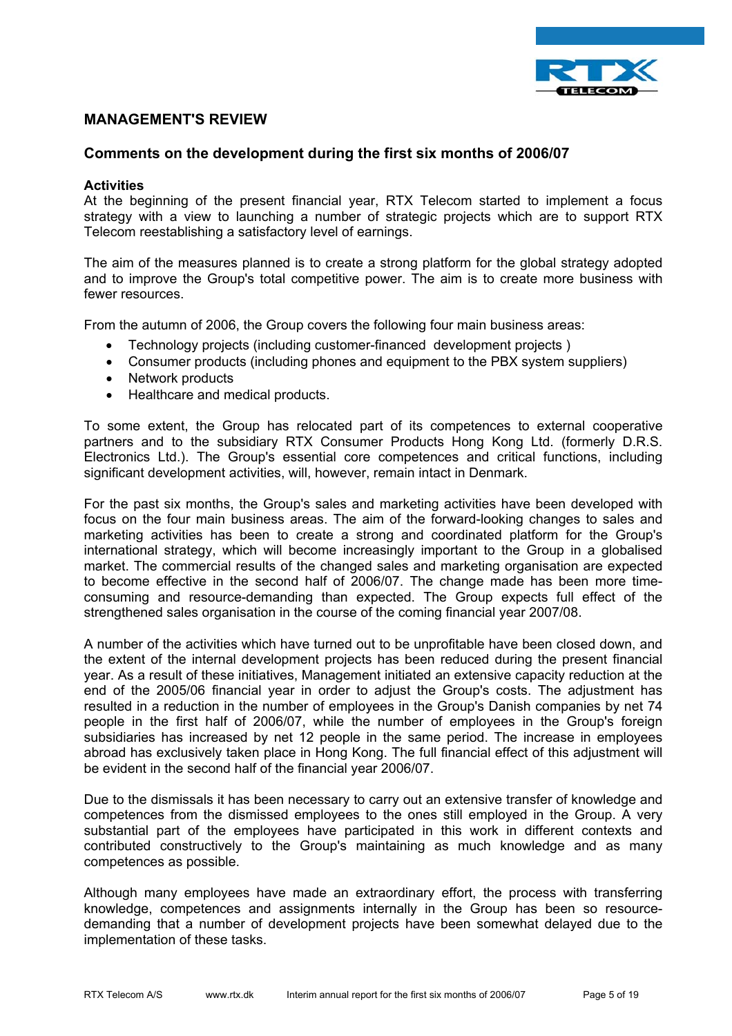## MANAGEMENT'S REVIEW

### Comments on the development during the first six months of 2006/07

**Activities**

At the beginning of the present financial year, RTX Telecom started to implement a focus strategy with a view to launching a number of strategic projects which are to support RTX Telecom reestablishing a satisfactory level of earnings.

The aim of the measures planned is to create a strong platform for the global strategy adopted and to improve the Group's total competitive power. The aim is to create more business with fewer resources.

From the autumn of 2006, the Group covers the following four main business areas:

- Technology projects (including customer-financed development projects )
- Consumer products (including phones and equipment to the PBX system suppliers)
- Network products
- Healthcare and medical products.

To some extent, the Group has relocated part of its competences to external cooperative partners and to the subsidiary RTX Consumer Products Hong Kong Ltd. (formerly D.R.S. Electronics Ltd.). The Group's essential core competences and critical functions, including significant development activities, will, however, remain intact in Denmark.

For the past six months, the Group's sales and marketing activities have been developed with focus on the four main business areas. The aim of the forward-looking changes to sales and marketing activities has been to create a strong and coordinated platform for the Group's international strategy, which will become increasingly important to the Group in a globalised market. The commercial results of the changed sales and marketing organisation are expected to become effective in the second half of 2006/07. The change made has been more time-consuming and resource-demanding than expected. The Group expects full effect of the strengthened sales organisation in the course of the coming financial year 2007/08.

A number of the activities which have turned out to be unprofitable have been closed down, and the extent of the internal development projects has been reduced during the present financial year. As a result of these initiatives, Management initiated an extensive capacity reduction at the end of the 2005/06 financial year in order to adjust the Group's costs. The adjustment has resulted in a reduction in the number of employees in the Group's Danish companies by net 74 people in the first half of 2006/07, while the number of employees in the Group's foreign subsidiaries has increased by net 12 people in the same period. The increase in employees abroad has exclusively taken place in Hong Kong. The full financial effect of this adjustment will be evident in the second half of the financial year 2006/07.

Due to the dismissals it has been necessary to carry out an extensive transfer of knowledge and competences from the dismissed employees to the ones still employed in the Group. A very substantial part of the employees have participated in this work in different contexts and contributed constructively to the Group's maintaining as much knowledge and as many competences as possible.

Although many employees have made an extraordinary effort, the process with transferring knowledge, competences and assignments internally in the Group has been so resource-demanding that a number of development projects have been somewhat delayed due to the implementation of these tasks.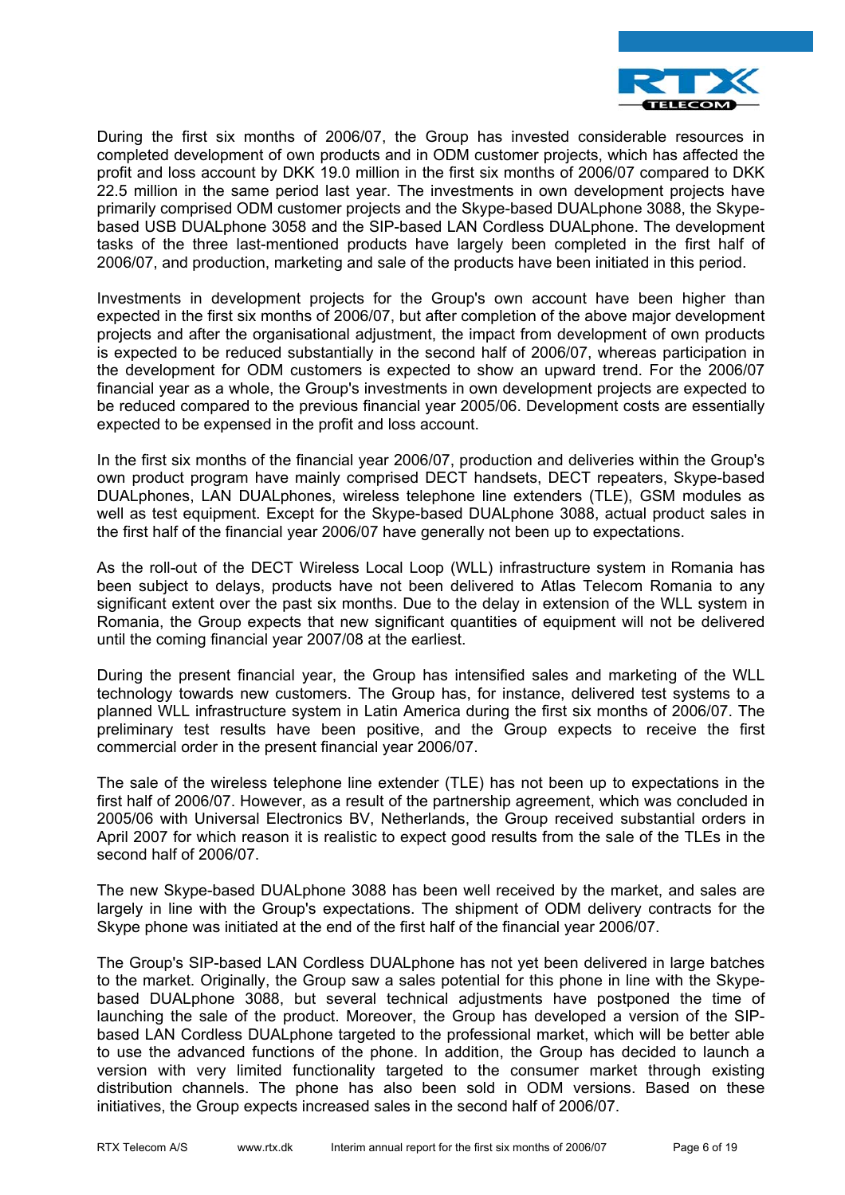During the first six months of 2006/07, the Group has invested considerable resources in completed development of own products and in ODM customer projects, which has affected the profit and loss account by DKK 19.0 million in the first six months of 2006/07 compared to DKK 22.5 million in the same period last year. The investments in own development projects have primarily comprised ODM customer projects and the Skype-based DUALphone 3088, the Skype-based USB DUALphone 3058 and the SIP-based LAN Cordless DUALphone. The development tasks of the three last-mentioned products have largely been completed in the first half of 2006/07, and production, marketing and sale of the products have been initiated in this period.

Investments in development projects for the Group's own account have been higher than expected in the first six months of 2006/07, but after completion of the above major development projects and after the organisational adjustment, the impact from development of own products is expected to be reduced substantially in the second half of 2006/07, whereas participation in the development for ODM customers is expected to show an upward trend. For the 2006/07 financial year as a whole, the Group's investments in own development projects are expected to be reduced compared to the previous financial year 2005/06. Development costs are essentially expected to be expensed in the profit and loss account.

In the first six months of the financial year 2006/07, production and deliveries within the Group's own product program have mainly comprised DECT handsets, DECT repeaters, Skype-based DUALphones, LAN DUALphones, wireless telephone line extenders (TLE), GSM modules as well as test equipment. Except for the Skype-based DUALphone 3088, actual product sales in the first half of the financial year 2006/07 have generally not been up to expectations.

As the roll-out of the DECT Wireless Local Loop (WLL) infrastructure system in Romania has been subject to delays, products have not been delivered to Atlas Telecom Romania to any significant extent over the past six months. Due to the delay in extension of the WLL system in Romania, the Group expects that new significant quantities of equipment will not be delivered until the coming financial year 2007/08 at the earliest.

During the present financial year, the Group has intensified sales and marketing of the WLL technology towards new customers. The Group has, for instance, delivered test systems to a planned WLL infrastructure system in Latin America during the first six months of 2006/07. The preliminary test results have been positive, and the Group expects to receive the first commercial order in the present financial year 2006/07.

The sale of the wireless telephone line extender (TLE) has not been up to expectations in the first half of 2006/07. However, as a result of the partnership agreement, which was concluded in 2005/06 with Universal Electronics BV, Netherlands, the Group received substantial orders in April 2007 for which reason it is realistic to expect good results from the sale of the TLEs in the second half of 2006/07.

The new Skype-based DUALphone 3088 has been well received by the market, and sales are largely in line with the Group's expectations. The shipment of ODM delivery contracts for the Skype phone was initiated at the end of the first half of the financial year 2006/07.

The Group's SIP-based LAN Cordless DUALphone has not yet been delivered in large batches to the market. Originally, the Group saw a sales potential for this phone in line with the Skype-based DUALphone 3088, but several technical adjustments have postponed the time of launching the sale of the product. Moreover, the Group has developed a version of the SIP-based LAN Cordless DUALphone targeted to the professional market, which will be better able to use the advanced functions of the phone. In addition, the Group has decided to launch a version with very limited functionality targeted to the consumer market through existing distribution channels. The phone has also been sold in ODM versions. Based on these initiatives, the Group expects increased sales in the second half of 2006/07.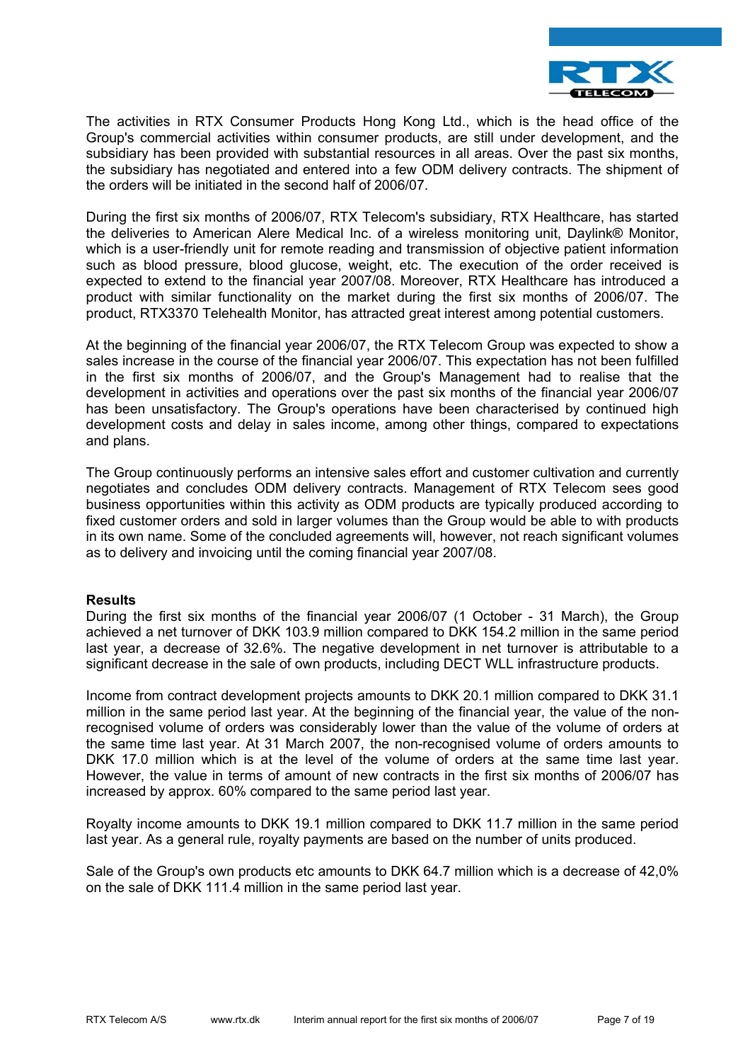The activities in RTX Consumer Products Hong Kong Ltd., which is the head office of the Group's commercial activities within consumer products, are still under development, and the subsidiary has been provided with substantial resources in all areas. Over the past six months, the subsidiary has negotiated and entered into a few ODM delivery contracts. The shipment of the orders will be initiated in the second half of 2006/07.

During the first six months of 2006/07, RTX Telecom's subsidiary, RTX Healthcare, has started the deliveries to American Alere Medical Inc. of a wireless monitoring unit, Daylink® Monitor, which is a user-friendly unit for remote reading and transmission of objective patient information such as blood pressure, blood glucose, weight, etc. The execution of the order received is expected to extend to the financial year 2007/08. Moreover, RTX Healthcare has introduced a product with similar functionality on the market during the first six months of 2006/07. The product, RTX3370 Telehealth Monitor, has attracted great interest among potential customers.

At the beginning of the financial year 2006/07, the RTX Telecom Group was expected to show a sales increase in the course of the financial year 2006/07. This expectation has not been fulfilled in the first six months of 2006/07, and the Group's Management had to realise that the development in activities and operations over the past six months of the financial year 2006/07 has been unsatisfactory. The Group's operations have been characterised by continued high development costs and delay in sales income, among other things, compared to expectations and plans.

The Group continuously performs an intensive sales effort and customer cultivation and currently negotiates and concludes ODM delivery contracts. Management of RTX Telecom sees good business opportunities within this activity as ODM products are typically produced according to fixed customer orders and sold in larger volumes than the Group would be able to with products in its own name. Some of the concluded agreements will, however, not reach significant volumes as to delivery and invoicing until the coming financial year 2007/08.

**Results**

During the first six months of the financial year 2006/07 (1 October - 31 March), the Group achieved a net turnover of DKK 103.9 million compared to DKK 154.2 million in the same period last year, a decrease of 32.6%. The negative development in net turnover is attributable to a significant decrease in the sale of own products, including DECT WLL infrastructure products.

Income from contract development projects amounts to DKK 20.1 million compared to DKK 31.1 million in the same period last year. At the beginning of the financial year, the value of the non-recognised volume of orders was considerably lower than the value of the volume of orders at the same time last year. At 31 March 2007, the non-recognised volume of orders amounts to DKK 17.0 million which is at the level of the volume of orders at the same time last year. However, the value in terms of amount of new contracts in the first six months of 2006/07 has increased by approx. 60% compared to the same period last year.

Royalty income amounts to DKK 19.1 million compared to DKK 11.7 million in the same period last year. As a general rule, royalty payments are based on the number of units produced.

Sale of the Group's own products etc amounts to DKK 64.7 million which is a decrease of 42,0% on the sale of DKK 111.4 million in the same period last year.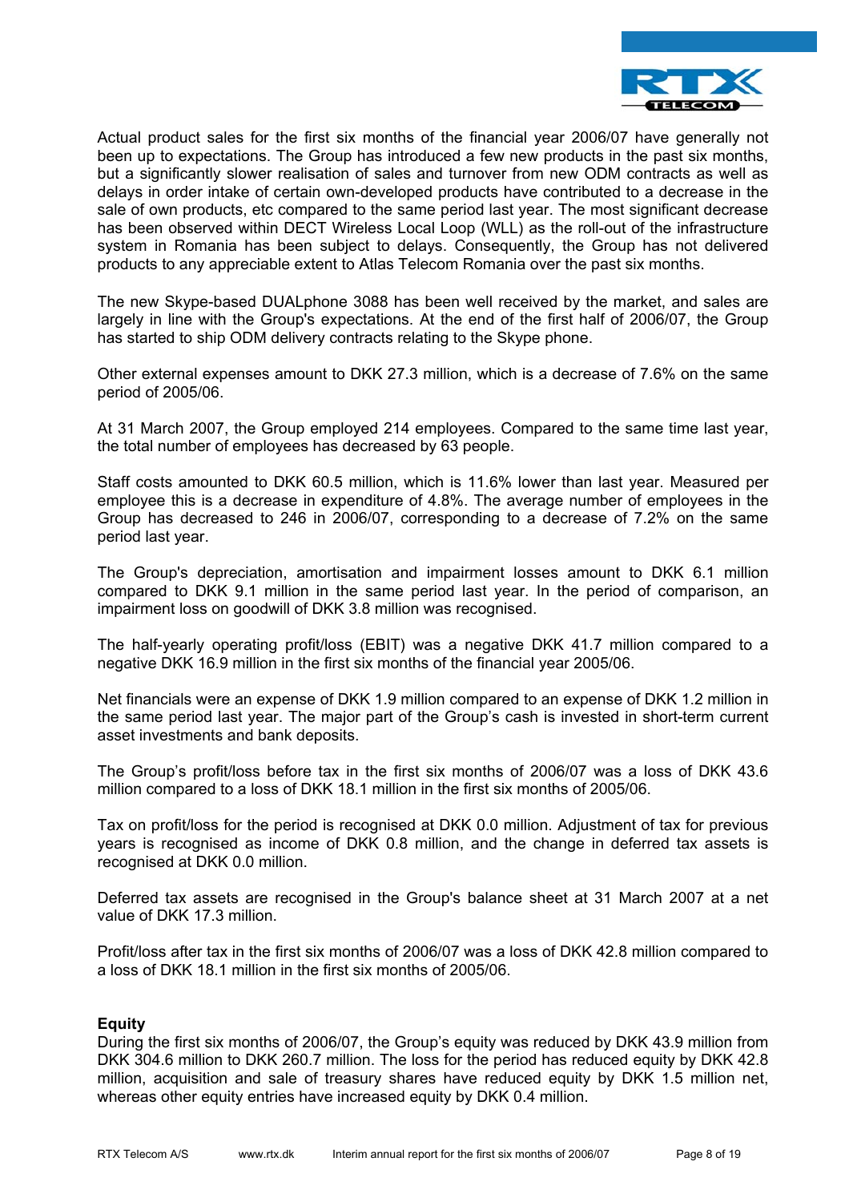Actual product sales for the first six months of the financial year 2006/07 have generally not been up to expectations. The Group has introduced a few new products in the past six months, but a significantly slower realisation of sales and turnover from new ODM contracts as well as delays in order intake of certain own-developed products have contributed to a decrease in the sale of own products, etc compared to the same period last year. The most significant decrease has been observed within DECT Wireless Local Loop (WLL) as the roll-out of the infrastructure system in Romania has been subject to delays. Consequently, the Group has not delivered products to any appreciable extent to Atlas Telecom Romania over the past six months.

The new Skype-based DUALphone 3088 has been well received by the market, and sales are largely in line with the Group's expectations. At the end of the first half of 2006/07, the Group has started to ship ODM delivery contracts relating to the Skype phone.

Other external expenses amount to DKK 27.3 million, which is a decrease of 7.6% on the same period of 2005/06.

At 31 March 2007, the Group employed 214 employees. Compared to the same time last year, the total number of employees has decreased by 63 people.

Staff costs amounted to DKK 60.5 million, which is 11.6% lower than last year. Measured per employee this is a decrease in expenditure of 4.8%. The average number of employees in the Group has decreased to 246 in 2006/07, corresponding to a decrease of 7.2% on the same period last year.

The Group's depreciation, amortisation and impairment losses amount to DKK 6.1 million compared to DKK 9.1 million in the same period last year. In the period of comparison, an impairment loss on goodwill of DKK 3.8 million was recognised.

The half-yearly operating profit/loss (EBIT) was a negative DKK 41.7 million compared to a negative DKK 16.9 million in the first six months of the financial year 2005/06.

Net financials were an expense of DKK 1.9 million compared to an expense of DKK 1.2 million in the same period last year. The major part of the Group's cash is invested in short-term current asset investments and bank deposits.

The Group's profit/loss before tax in the first six months of 2006/07 was a loss of DKK 43.6 million compared to a loss of DKK 18.1 million in the first six months of 2005/06.

Tax on profit/loss for the period is recognised at DKK 0.0 million. Adjustment of tax for previous years is recognised as income of DKK 0.8 million, and the change in deferred tax assets is recognised at DKK 0.0 million.

Deferred tax assets are recognised in the Group's balance sheet at 31 March 2007 at a net value of DKK 17.3 million.

Profit/loss after tax in the first six months of 2006/07 was a loss of DKK 42.8 million compared to a loss of DKK 18.1 million in the first six months of 2005/06.

**Equity**

During the first six months of 2006/07, the Group's equity was reduced by DKK 43.9 million from DKK 304.6 million to DKK 260.7 million. The loss for the period has reduced equity by DKK 42.8 million, acquisition and sale of treasury shares have reduced equity by DKK 1.5 million net, whereas other equity entries have increased equity by DKK 0.4 million.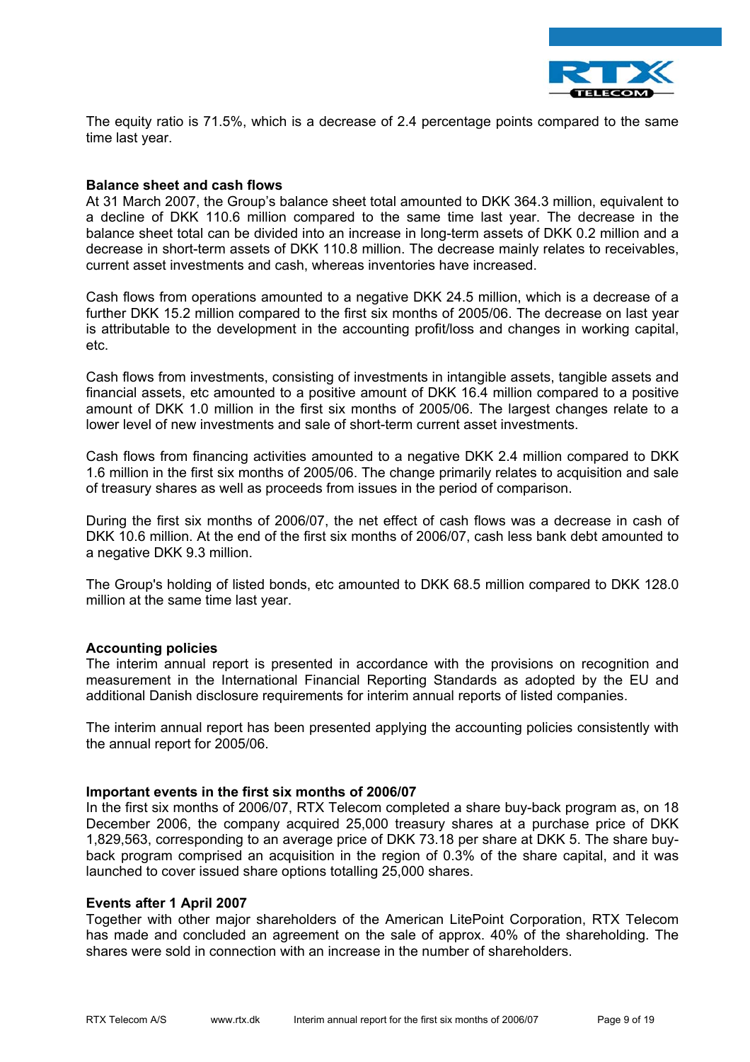The equity ratio is 71.5%, which is a decrease of 2.4 percentage points compared to the same time last year.

**Balance sheet and cash flows**

At 31 March 2007, the Group's balance sheet total amounted to DKK 364.3 million, equivalent to a decline of DKK 110.6 million compared to the same time last year. The decrease in the balance sheet total can be divided into an increase in long-term assets of DKK 0.2 million and a decrease in short-term assets of DKK 110.8 million. The decrease mainly relates to receivables, current asset investments and cash, whereas inventories have increased.

Cash flows from operations amounted to a negative DKK 24.5 million, which is a decrease of a further DKK 15.2 million compared to the first six months of 2005/06. The decrease on last year is attributable to the development in the accounting profit/loss and changes in working capital, etc.

Cash flows from investments, consisting of investments in intangible assets, tangible assets and financial assets, etc amounted to a positive amount of DKK 16.4 million compared to a positive amount of DKK 1.0 million in the first six months of 2005/06. The largest changes relate to a lower level of new investments and sale of short-term current asset investments.

Cash flows from financing activities amounted to a negative DKK 2.4 million compared to DKK 1.6 million in the first six months of 2005/06. The change primarily relates to acquisition and sale of treasury shares as well as proceeds from issues in the period of comparison.

During the first six months of 2006/07, the net effect of cash flows was a decrease in cash of DKK 10.6 million. At the end of the first six months of 2006/07, cash less bank debt amounted to a negative DKK 9.3 million.

The Group's holding of listed bonds, etc amounted to DKK 68.5 million compared to DKK 128.0 million at the same time last year.

**Accounting policies**

The interim annual report is presented in accordance with the provisions on recognition and measurement in the International Financial Reporting Standards as adopted by the EU and additional Danish disclosure requirements for interim annual reports of listed companies.

The interim annual report has been presented applying the accounting policies consistently with the annual report for 2005/06.

**Important events in the first six months of 2006/07**

In the first six months of 2006/07, RTX Telecom completed a share buy-back program as, on 18 December 2006, the company acquired 25,000 treasury shares at a purchase price of DKK 1,829,563, corresponding to an average price of DKK 73.18 per share at DKK 5. The share buy-back program comprised an acquisition in the region of 0.3% of the share capital, and it was launched to cover issued share options totalling 25,000 shares.

**Events after 1 April 2007**

Together with other major shareholders of the American LitePoint Corporation, RTX Telecom has made and concluded an agreement on the sale of approx. 40% of the shareholding. The shares were sold in connection with an increase in the number of shareholders.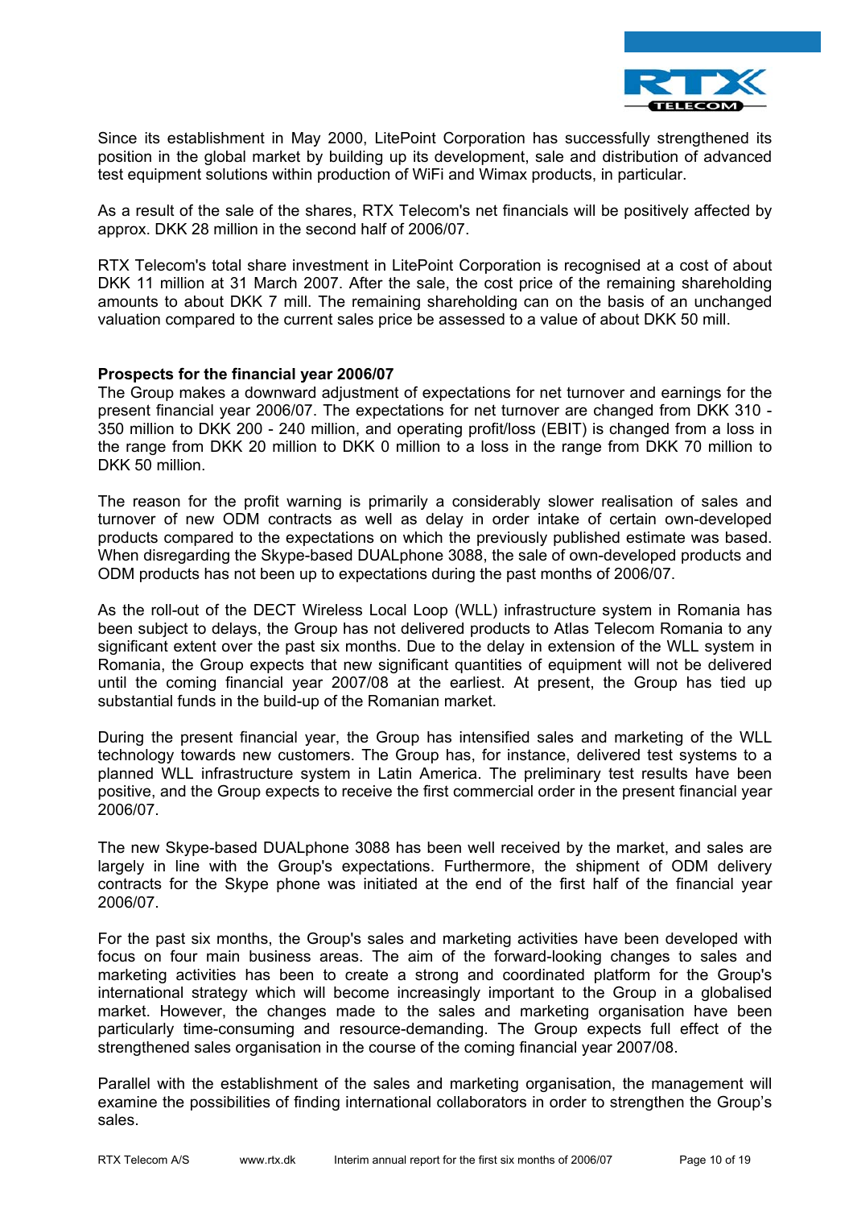Since its establishment in May 2000, LitePoint Corporation has successfully strengthened its position in the global market by building up its development, sale and distribution of advanced test equipment solutions within production of WiFi and Wimax products, in particular.

As a result of the sale of the shares, RTX Telecom's net financials will be positively affected by approx. DKK 28 million in the second half of 2006/07.

RTX Telecom's total share investment in LitePoint Corporation is recognised at a cost of about DKK 11 million at 31 March 2007. After the sale, the cost price of the remaining shareholding amounts to about DKK 7 mill. The remaining shareholding can on the basis of an unchanged valuation compared to the current sales price be assessed to a value of about DKK 50 mill.

**Prospects for the financial year 2006/07**

The Group makes a downward adjustment of expectations for net turnover and earnings for the present financial year 2006/07. The expectations for net turnover are changed from DKK 310 - 350 million to DKK 200 - 240 million, and operating profit/loss (EBIT) is changed from a loss in the range from DKK 20 million to DKK 0 million to a loss in the range from DKK 70 million to DKK 50 million.

The reason for the profit warning is primarily a considerably slower realisation of sales and turnover of new ODM contracts as well as delay in order intake of certain own-developed products compared to the expectations on which the previously published estimate was based. When disregarding the Skype-based DUALphone 3088, the sale of own-developed products and ODM products has not been up to expectations during the past months of 2006/07.

As the roll-out of the DECT Wireless Local Loop (WLL) infrastructure system in Romania has been subject to delays, the Group has not delivered products to Atlas Telecom Romania to any significant extent over the past six months. Due to the delay in extension of the WLL system in Romania, the Group expects that new significant quantities of equipment will not be delivered until the coming financial year 2007/08 at the earliest. At present, the Group has tied up substantial funds in the build-up of the Romanian market.

During the present financial year, the Group has intensified sales and marketing of the WLL technology towards new customers. The Group has, for instance, delivered test systems to a planned WLL infrastructure system in Latin America. The preliminary test results have been positive, and the Group expects to receive the first commercial order in the present financial year 2006/07.

The new Skype-based DUALphone 3088 has been well received by the market, and sales are largely in line with the Group's expectations. Furthermore, the shipment of ODM delivery contracts for the Skype phone was initiated at the end of the first half of the financial year 2006/07.

For the past six months, the Group's sales and marketing activities have been developed with focus on four main business areas. The aim of the forward-looking changes to sales and marketing activities has been to create a strong and coordinated platform for the Group's international strategy which will become increasingly important to the Group in a globalised market. However, the changes made to the sales and marketing organisation have been particularly time-consuming and resource-demanding. The Group expects full effect of the strengthened sales organisation in the course of the coming financial year 2007/08.

Parallel with the establishment of the sales and marketing organisation, the management will examine the possibilities of finding international collaborators in order to strengthen the Group's sales.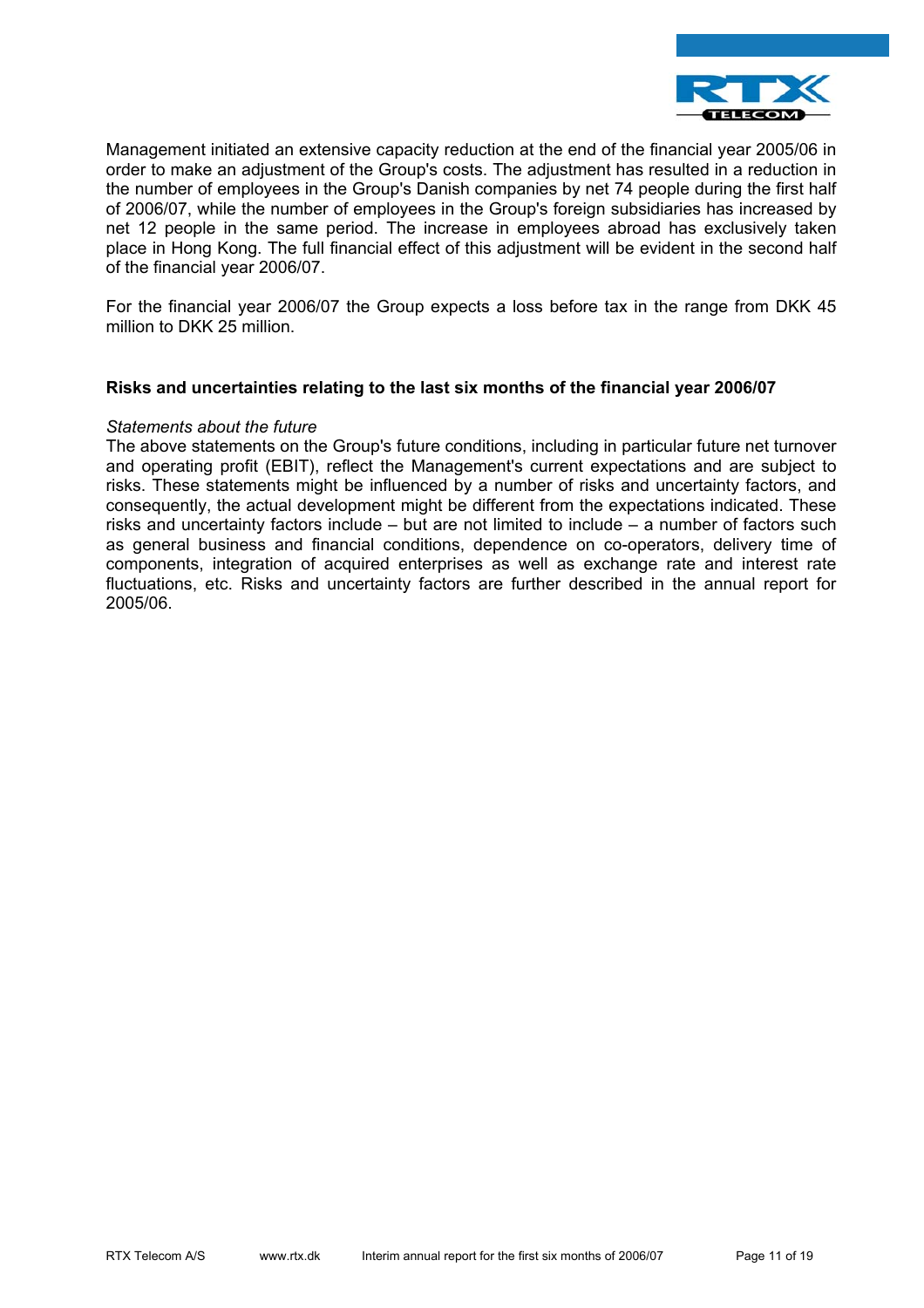Management initiated an extensive capacity reduction at the end of the financial year 2005/06 in order to make an adjustment of the Group's costs. The adjustment has resulted in a reduction in the number of employees in the Group's Danish companies by net 74 people during the first half of 2006/07, while the number of employees in the Group's foreign subsidiaries has increased by net 12 people in the same period. The increase in employees abroad has exclusively taken place in Hong Kong. The full financial effect of this adjustment will be evident in the second half of the financial year 2006/07.

For the financial year 2006/07 the Group expects a loss before tax in the range from DKK 45 million to DKK 25 million.

**Risks and uncertainties relating to the last six months of the financial year 2006/07**

*Statements about the future*

The above statements on the Group's future conditions, including in particular future net turnover and operating profit (EBIT), reflect the Management's current expectations and are subject to risks. These statements might be influenced by a number of risks and uncertainty factors, and consequently, the actual development might be different from the expectations indicated. These risks and uncertainty factors include – but are not limited to include – a number of factors such as general business and financial conditions, dependence on co-operators, delivery time of components, integration of acquired enterprises as well as exchange rate and interest rate fluctuations, etc. Risks and uncertainty factors are further described in the annual report for 2005/06.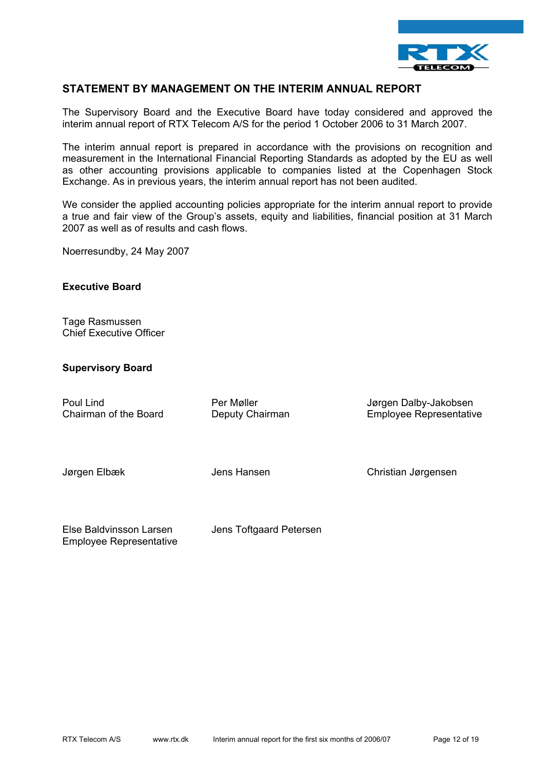## STATEMENT BY MANAGEMENT ON THE INTERIM ANNUAL REPORT

The Supervisory Board and the Executive Board have today considered and approved the interim annual report of RTX Telecom A/S for the period 1 October 2006 to 31 March 2007.

The interim annual report is prepared in accordance with the provisions on recognition and measurement in the International Financial Reporting Standards as adopted by the EU as well as other accounting provisions applicable to companies listed at the Copenhagen Stock Exchange. As in previous years, the interim annual report has not been audited.

We consider the applied accounting policies appropriate for the interim annual report to provide a true and fair view of the Group's assets, equity and liabilities, financial position at 31 March 2007 as well as of results and cash flows.

Noerresundby, 24 May 2007

**Executive Board**

Tage Rasmussen
Chief Executive Officer

**Supervisory Board**

| | | |
|---|---|---|
| Poul Lind<br>Chairman of the Board | Per Møller<br>Deputy Chairman | Jørgen Dalby-Jakobsen<br>Employee Representative |
| Jørgen Elbæk | Jens Hansen | Christian Jørgensen |
| Else Baldvinsson Larsen<br>Employee Representative | Jens Toftgaard Petersen | |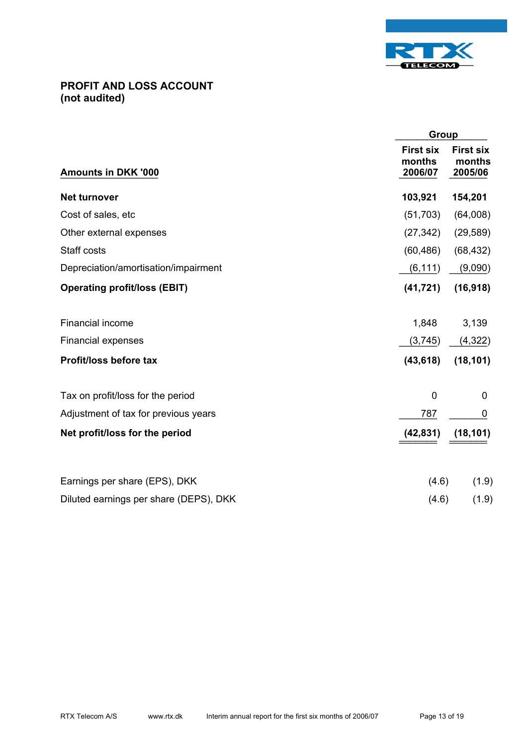## PROFIT AND LOSS ACCOUNT
## (not audited)

| Amounts in DKK '000 | Group | |
|---|---|---|
| | First six months 2006/07 | First six months 2005/06 |
| **Net turnover** | **103,921** | **154,201** |
| Cost of sales, etc | (51,703) | (64,008) |
| Other external expenses | (27,342) | (29,589) |
| Staff costs | (60,486) | (68,432) |
| Depreciation/amortisation/impairment | (6,111) | (9,090) |
| **Operating profit/loss (EBIT)** | **(41,721)** | **(16,918)** |
| Financial income | 1,848 | 3,139 |
| Financial expenses | (3,745) | (4,322) |
| **Profit/loss before tax** | **(43,618)** | **(18,101)** |
| Tax on profit/loss for the period | 0 | 0 |
| Adjustment of tax for previous years | 787 | 0 |
| **Net profit/loss for the period** | **(42,831)** | **(18,101)** |
| Earnings per share (EPS), DKK | (4.6) | (1.9) |
| Diluted earnings per share (DEPS), DKK | (4.6) | (1.9) |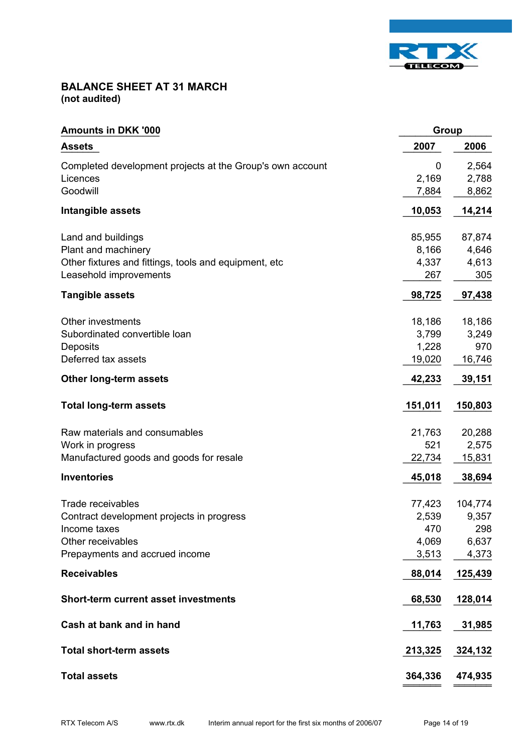# BALANCE SHEET AT 31 MARCH
**(not audited)**

| Amounts in DKK '000 | Group | |
|---|---|---|
| **Assets** | **2007** | **2006** |
| Completed development projects at the Group's own account | 0 | 2,564 |
| Licences | 2,169 | 2,788 |
| Goodwill | 7,884 | 8,862 |
| **Intangible assets** | **10,053** | **14,214** |
| Land and buildings | 85,955 | 87,874 |
| Plant and machinery | 8,166 | 4,646 |
| Other fixtures and fittings, tools and equipment, etc | 4,337 | 4,613 |
| Leasehold improvements | 267 | 305 |
| **Tangible assets** | **98,725** | **97,438** |
| Other investments | 18,186 | 18,186 |
| Subordinated convertible loan | 3,799 | 3,249 |
| Deposits | 1,228 | 970 |
| Deferred tax assets | 19,020 | 16,746 |
| **Other long-term assets** | **42,233** | **39,151** |
| **Total long-term assets** | **151,011** | **150,803** |
| Raw materials and consumables | 21,763 | 20,288 |
| Work in progress | 521 | 2,575 |
| Manufactured goods and goods for resale | 22,734 | 15,831 |
| **Inventories** | **45,018** | **38,694** |
| Trade receivables | 77,423 | 104,774 |
| Contract development projects in progress | 2,539 | 9,357 |
| Income taxes | 470 | 298 |
| Other receivables | 4,069 | 6,637 |
| Prepayments and accrued income | 3,513 | 4,373 |
| **Receivables** | **88,014** | **125,439** |
| **Short-term current asset investments** | **68,530** | **128,014** |
| **Cash at bank and in hand** | **11,763** | **31,985** |
| **Total short-term assets** | **213,325** | **324,132** |
| **Total assets** | **364,336** | **474,935** |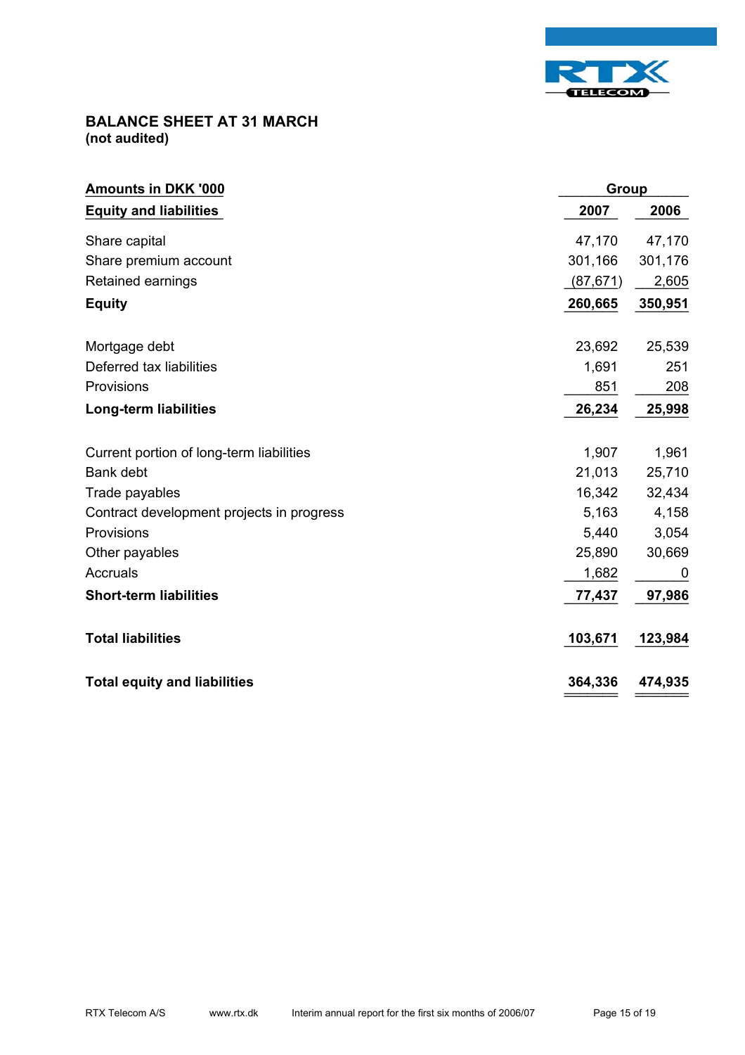# BALANCE SHEET AT 31 MARCH
**(not audited)**

| **Amounts in DKK '000** | **Group** | |
|---|---|---|
| **Equity and liabilities** | **2007** | **2006** |
| Share capital | 47,170 | 47,170 |
| Share premium account | 301,166 | 301,176 |
| Retained earnings | (87,671) | 2,605 |
| **Equity** | **260,665** | **350,951** |
| | | |
| Mortgage debt | 23,692 | 25,539 |
| Deferred tax liabilities | 1,691 | 251 |
| Provisions | 851 | 208 |
| **Long-term liabilities** | **26,234** | **25,998** |
| | | |
| Current portion of long-term liabilities | 1,907 | 1,961 |
| Bank debt | 21,013 | 25,710 |
| Trade payables | 16,342 | 32,434 |
| Contract development projects in progress | 5,163 | 4,158 |
| Provisions | 5,440 | 3,054 |
| Other payables | 25,890 | 30,669 |
| Accruals | 1,682 | 0 |
| **Short-term liabilities** | **77,437** | **97,986** |
| | | |
| **Total liabilities** | **103,671** | **123,984** |
| | | |
| **Total equity and liabilities** | **364,336** | **474,935** |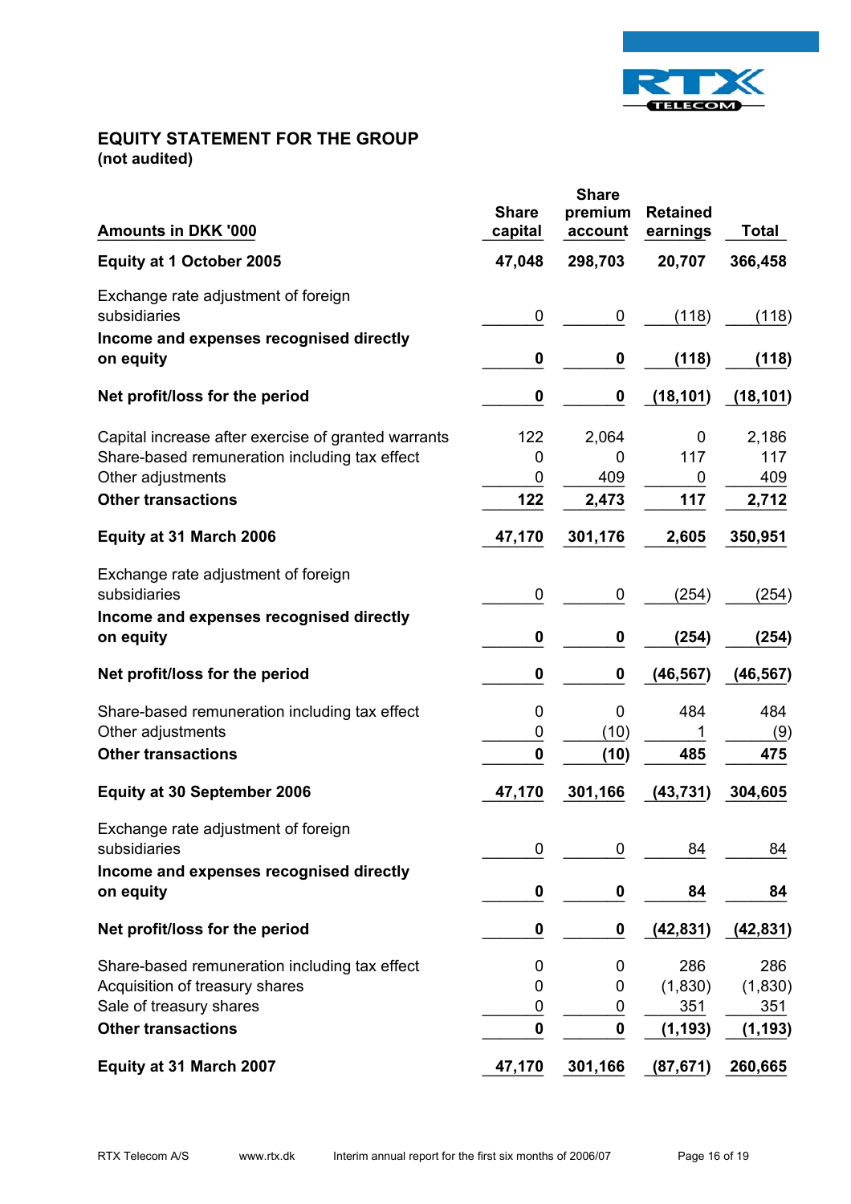## EQUITY STATEMENT FOR THE GROUP
**(not audited)**

| Amounts in DKK '000 | Share capital | Share premium account | Retained earnings | Total |
|---|---|---|---|---|
| **Equity at 1 October 2005** | **47,048** | **298,703** | **20,707** | **366,458** |
| Exchange rate adjustment of foreign subsidiaries | 0 | 0 | (118) | (118) |
| **Income and expenses recognised directly on equity** | **0** | **0** | **(118)** | **(118)** |
| **Net profit/loss for the period** | **0** | **0** | **(18,101)** | **(18,101)** |
| Capital increase after exercise of granted warrants | 122 | 2,064 | 0 | 2,186 |
| Share-based remuneration including tax effect | 0 | 0 | 117 | 117 |
| Other adjustments | 0 | 409 | 0 | 409 |
| **Other transactions** | **122** | **2,473** | **117** | **2,712** |
| **Equity at 31 March 2006** | **47,170** | **301,176** | **2,605** | **350,951** |
| Exchange rate adjustment of foreign subsidiaries | 0 | 0 | (254) | (254) |
| **Income and expenses recognised directly on equity** | **0** | **0** | **(254)** | **(254)** |
| **Net profit/loss for the period** | **0** | **0** | **(46,567)** | **(46,567)** |
| Share-based remuneration including tax effect | 0 | 0 | 484 | 484 |
| Other adjustments | 0 | (10) | 1 | (9) |
| **Other transactions** | **0** | **(10)** | **485** | **475** |
| **Equity at 30 September 2006** | **47,170** | **301,166** | **(43,731)** | **304,605** |
| Exchange rate adjustment of foreign subsidiaries | 0 | 0 | 84 | 84 |
| **Income and expenses recognised directly on equity** | **0** | **0** | **84** | **84** |
| **Net profit/loss for the period** | **0** | **0** | **(42,831)** | **(42,831)** |
| Share-based remuneration including tax effect | 0 | 0 | 286 | 286 |
| Acquisition of treasury shares | 0 | 0 | (1,830) | (1,830) |
| Sale of treasury shares | 0 | 0 | 351 | 351 |
| **Other transactions** | **0** | **0** | **(1,193)** | **(1,193)** |
| **Equity at 31 March 2007** | **47,170** | **301,166** | **(87,671)** | **260,665** |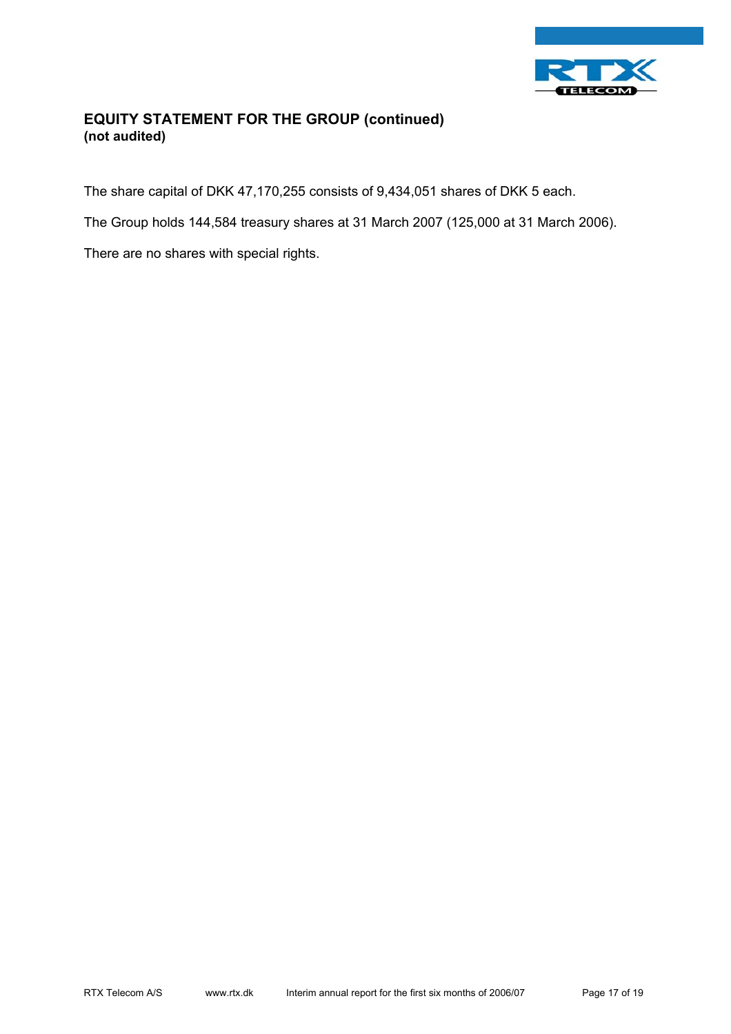## EQUITY STATEMENT FOR THE GROUP (continued)
**(not audited)**

The share capital of DKK 47,170,255 consists of 9,434,051 shares of DKK 5 each.

The Group holds 144,584 treasury shares at 31 March 2007 (125,000 at 31 March 2006).

There are no shares with special rights.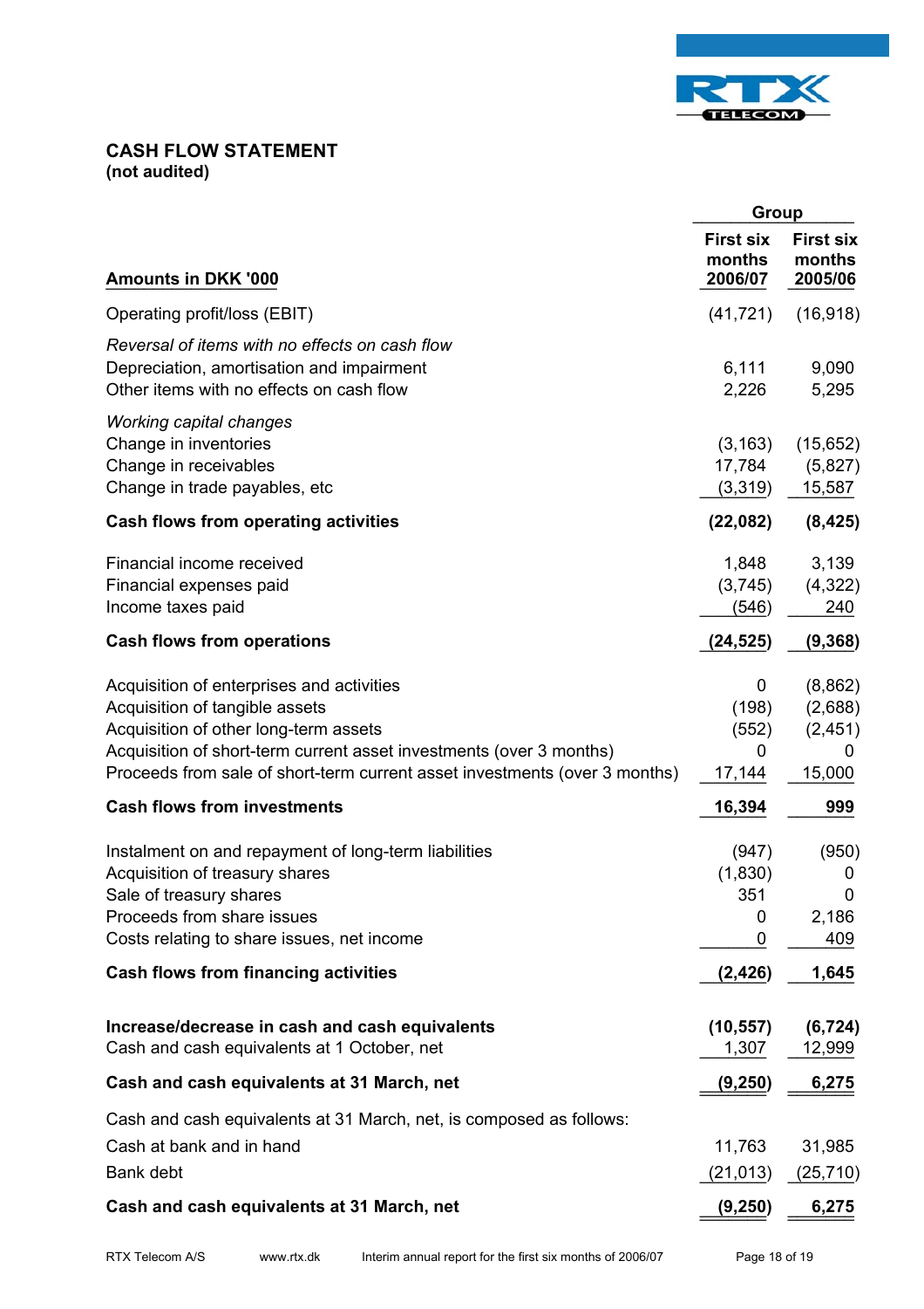## CASH FLOW STATEMENT
**(not audited)**

| Amounts in DKK '000 | Group | |
|---|---|---|
| | **First six months 2006/07** | **First six months 2005/06** |
| Operating profit/loss (EBIT) | (41,721) | (16,918) |
| *Reversal of items with no effects on cash flow* | | |
| Depreciation, amortisation and impairment | 6,111 | 9,090 |
| Other items with no effects on cash flow | 2,226 | 5,295 |
| *Working capital changes* | | |
| Change in inventories | (3,163) | (15,652) |
| Change in receivables | 17,784 | (5,827) |
| Change in trade payables, etc | (3,319) | 15,587 |
| **Cash flows from operating activities** | **(22,082)** | **(8,425)** |
| Financial income received | 1,848 | 3,139 |
| Financial expenses paid | (3,745) | (4,322) |
| Income taxes paid | (546) | 240 |
| **Cash flows from operations** | **(24,525)** | **(9,368)** |
| Acquisition of enterprises and activities | 0 | (8,862) |
| Acquisition of tangible assets | (198) | (2,688) |
| Acquisition of other long-term assets | (552) | (2,451) |
| Acquisition of short-term current asset investments (over 3 months) | 0 | 0 |
| Proceeds from sale of short-term current asset investments (over 3 months) | 17,144 | 15,000 |
| **Cash flows from investments** | **16,394** | **999** |
| Instalment on and repayment of long-term liabilities | (947) | (950) |
| Acquisition of treasury shares | (1,830) | 0 |
| Sale of treasury shares | 351 | 0 |
| Proceeds from share issues | 0 | 2,186 |
| Costs relating to share issues, net income | 0 | 409 |
| **Cash flows from financing activities** | **(2,426)** | **1,645** |
| **Increase/decrease in cash and cash equivalents** | **(10,557)** | **(6,724)** |
| Cash and cash equivalents at 1 October, net | 1,307 | 12,999 |
| **Cash and cash equivalents at 31 March, net** | **(9,250)** | **6,275** |
| Cash and cash equivalents at 31 March, net, is composed as follows: | | |
| Cash at bank and in hand | 11,763 | 31,985 |
| Bank debt | (21,013) | (25,710) |
| **Cash and cash equivalents at 31 March, net** | **(9,250)** | **6,275** |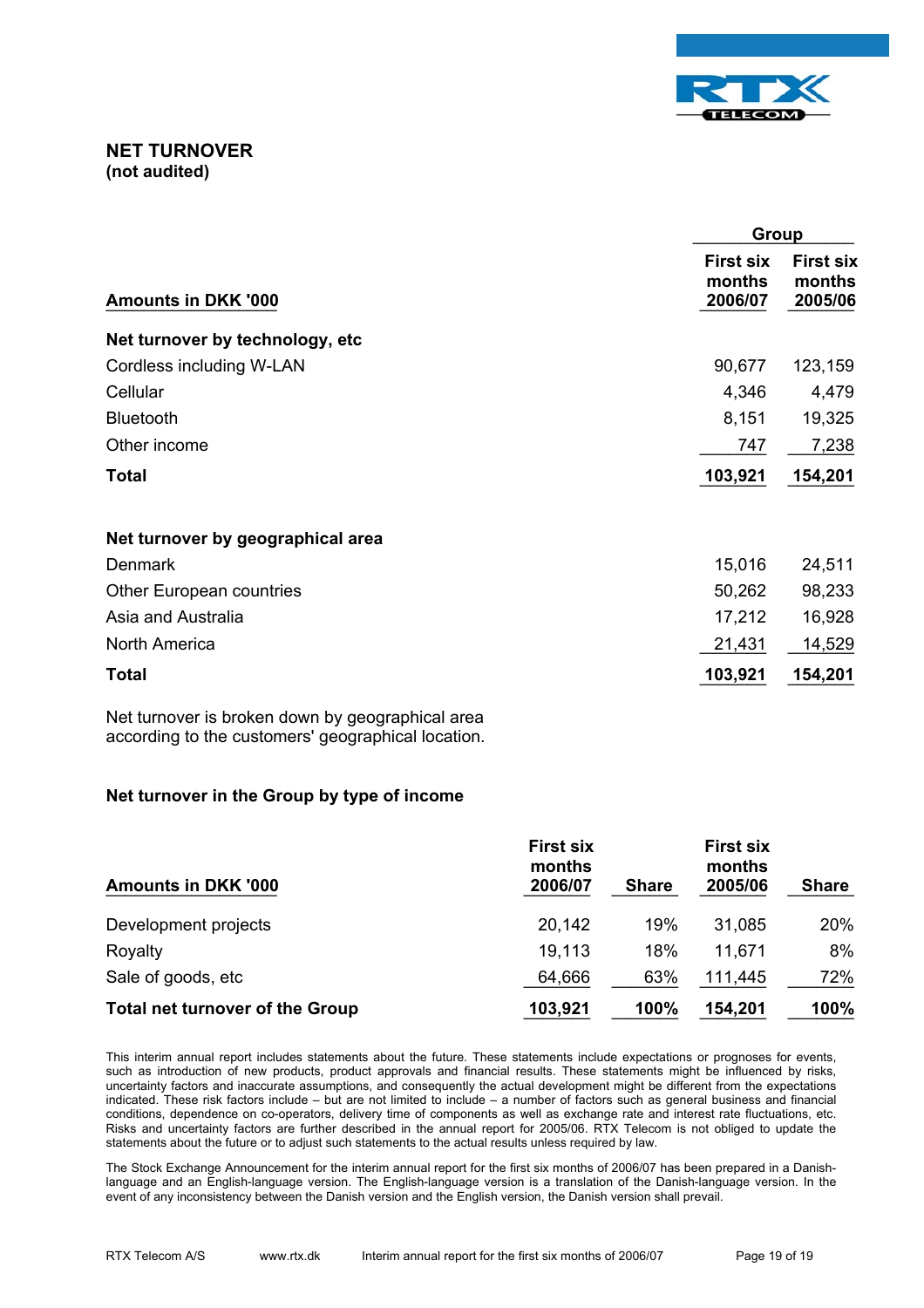## NET TURNOVER
**(not audited)**

| Amounts in DKK '000 | Group | |
|---|---|---|
| | First six months 2006/07 | First six months 2005/06 |
| **Net turnover by technology, etc** | | |
| Cordless including W-LAN | 90,677 | 123,159 |
| Cellular | 4,346 | 4,479 |
| Bluetooth | 8,151 | 19,325 |
| Other income | 747 | 7,238 |
| **Total** | **103,921** | **154,201** |
| | | |
| **Net turnover by geographical area** | | |
| Denmark | 15,016 | 24,511 |
| Other European countries | 50,262 | 98,233 |
| Asia and Australia | 17,212 | 16,928 |
| North America | 21,431 | 14,529 |
| **Total** | **103,921** | **154,201** |

Net turnover is broken down by geographical area according to the customers' geographical location.

### Net turnover in the Group by type of income

| Amounts in DKK '000 | First six months 2006/07 | Share | First six months 2005/06 | Share |
|---|---|---|---|---|
| Development projects | 20,142 | 19% | 31,085 | 20% |
| Royalty | 19,113 | 18% | 11,671 | 8% |
| Sale of goods, etc | 64,666 | 63% | 111,445 | 72% |
| **Total net turnover of the Group** | **103,921** | **100%** | **154,201** | **100%** |

This interim annual report includes statements about the future. These statements include expectations or prognoses for events, such as introduction of new products, product approvals and financial results. These statements might be influenced by risks, uncertainty factors and inaccurate assumptions, and consequently the actual development might be different from the expectations indicated. These risk factors include – but are not limited to include – a number of factors such as general business and financial conditions, dependence on co-operators, delivery time of components as well as exchange rate and interest rate fluctuations, etc. Risks and uncertainty factors are further described in the annual report for 2005/06. RTX Telecom is not obliged to update the statements about the future or to adjust such statements to the actual results unless required by law.

The Stock Exchange Announcement for the interim annual report for the first six months of 2006/07 has been prepared in a Danish-language and an English-language version. The English-language version is a translation of the Danish-language version. In the event of any inconsistency between the Danish version and the English version, the Danish version shall prevail.